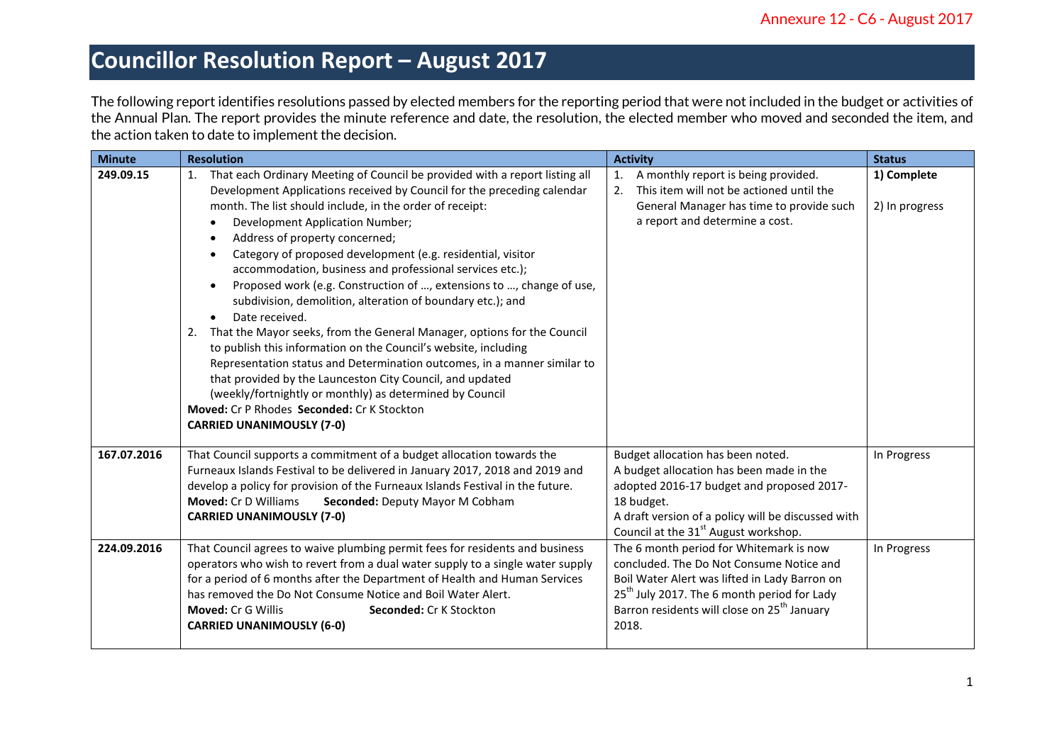Annexure 12 - C6 - August 2017

# Councillor Resolution Report – August 2017

The following report identifies resolutions passed by elected members for the reporting period that were not included in the budget or activities of the Annual Plan. The report provides the minute reference and date, the resolution, the elected member who moved and seconded the item, and the action taken to date to implement the decision.

| Minute | Resolution | Activity | Status |
|---|---|---|---|
| **249.09.15** | 1. That each Ordinary Meeting of Council be provided with a report listing all Development Applications received by Council for the preceding calendar month. The list should include, in the order of receipt:<br>• Development Application Number;<br>• Address of property concerned;<br>• Category of proposed development (e.g. residential, visitor accommodation, business and professional services etc.);<br>• Proposed work (e.g. Construction of …, extensions to …, change of use, subdivision, demolition, alteration of boundary etc.); and<br>• Date received.<br>2. That the Mayor seeks, from the General Manager, options for the Council to publish this information on the Council's website, including Representation status and Determination outcomes, in a manner similar to that provided by the Launceston City Council, and updated (weekly/fortnightly or monthly) as determined by Council<br>**Moved:** Cr P Rhodes **Seconded:** Cr K Stockton<br>**CARRIED UNANIMOUSLY (7-0)** | 1. A monthly report is being provided.<br>2. This item will not be actioned until the General Manager has time to provide such a report and determine a cost. | **1) Complete**<br><br>2) In progress |
| **167.07.2016** | That Council supports a commitment of a budget allocation towards the Furneaux Islands Festival to be delivered in January 2017, 2018 and 2019 and develop a policy for provision of the Furneaux Islands Festival in the future.<br>**Moved:** Cr D Williams **Seconded:** Deputy Mayor M Cobham<br>**CARRIED UNANIMOUSLY (7-0)** | Budget allocation has been noted.<br>A budget allocation has been made in the adopted 2016-17 budget and proposed 2017-18 budget.<br>A draft version of a policy will be discussed with Council at the 31st August workshop. | In Progress |
| **224.09.2016** | That Council agrees to waive plumbing permit fees for residents and business operators who wish to revert from a dual water supply to a single water supply for a period of 6 months after the Department of Health and Human Services has removed the Do Not Consume Notice and Boil Water Alert.<br>**Moved:** Cr G Willis **Seconded:** Cr K Stockton<br>**CARRIED UNANIMOUSLY (6-0)** | The 6 month period for Whitemark is now concluded. The Do Not Consume Notice and Boil Water Alert was lifted in Lady Barron on 25th July 2017. The 6 month period for Lady Barron residents will close on 25th January 2018. | In Progress |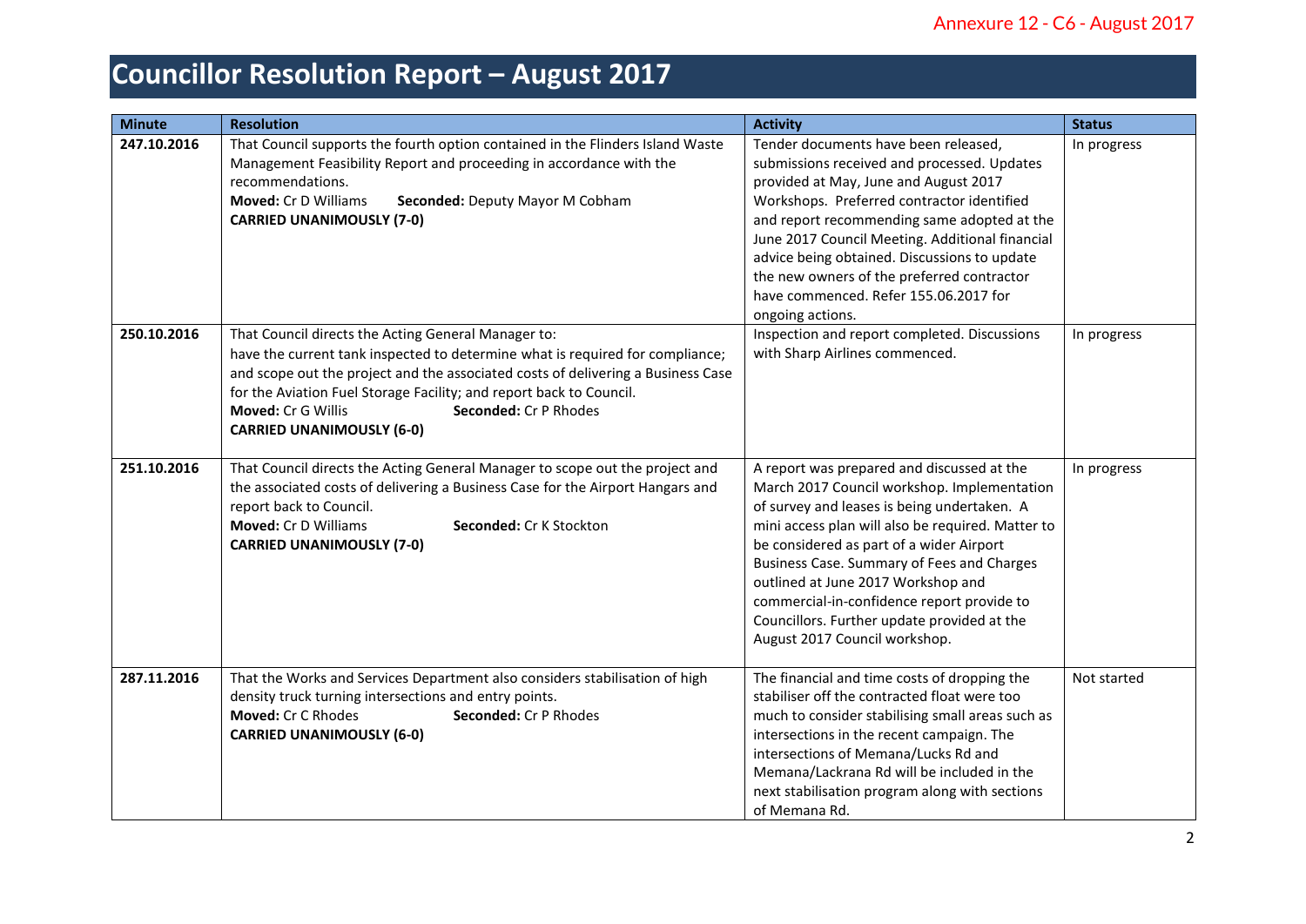# Councillor Resolution Report – August 2017

| Minute | Resolution | Activity | Status |
|---|---|---|---|
| 247.10.2016 | That Council supports the fourth option contained in the Flinders Island Waste Management Feasibility Report and proceeding in accordance with the recommendations.<br>**Moved:** Cr D Williams **Seconded:** Deputy Mayor M Cobham<br>**CARRIED UNANIMOUSLY (7-0)** | Tender documents have been released, submissions received and processed. Updates provided at May, June and August 2017 Workshops. Preferred contractor identified and report recommending same adopted at the June 2017 Council Meeting. Additional financial advice being obtained. Discussions to update the new owners of the preferred contractor have commenced. Refer 155.06.2017 for ongoing actions. | In progress |
| 250.10.2016 | That Council directs the Acting General Manager to:<br>have the current tank inspected to determine what is required for compliance; and scope out the project and the associated costs of delivering a Business Case for the Aviation Fuel Storage Facility; and report back to Council.<br>**Moved:** Cr G Willis **Seconded:** Cr P Rhodes<br>**CARRIED UNANIMOUSLY (6-0)** | Inspection and report completed. Discussions with Sharp Airlines commenced. | In progress |
| 251.10.2016 | That Council directs the Acting General Manager to scope out the project and the associated costs of delivering a Business Case for the Airport Hangars and report back to Council.<br>**Moved:** Cr D Williams **Seconded:** Cr K Stockton<br>**CARRIED UNANIMOUSLY (7-0)** | A report was prepared and discussed at the March 2017 Council workshop. Implementation of survey and leases is being undertaken. A mini access plan will also be required. Matter to be considered as part of a wider Airport Business Case. Summary of Fees and Charges outlined at June 2017 Workshop and commercial-in-confidence report provide to Councillors. Further update provided at the August 2017 Council workshop. | In progress |
| 287.11.2016 | That the Works and Services Department also considers stabilisation of high density truck turning intersections and entry points.<br>**Moved:** Cr C Rhodes **Seconded:** Cr P Rhodes<br>**CARRIED UNANIMOUSLY (6-0)** | The financial and time costs of dropping the stabiliser off the contracted float were too much to consider stabilising small areas such as intersections in the recent campaign. The intersections of Memana/Lucks Rd and Memana/Lackrana Rd will be included in the next stabilisation program along with sections of Memana Rd. | Not started |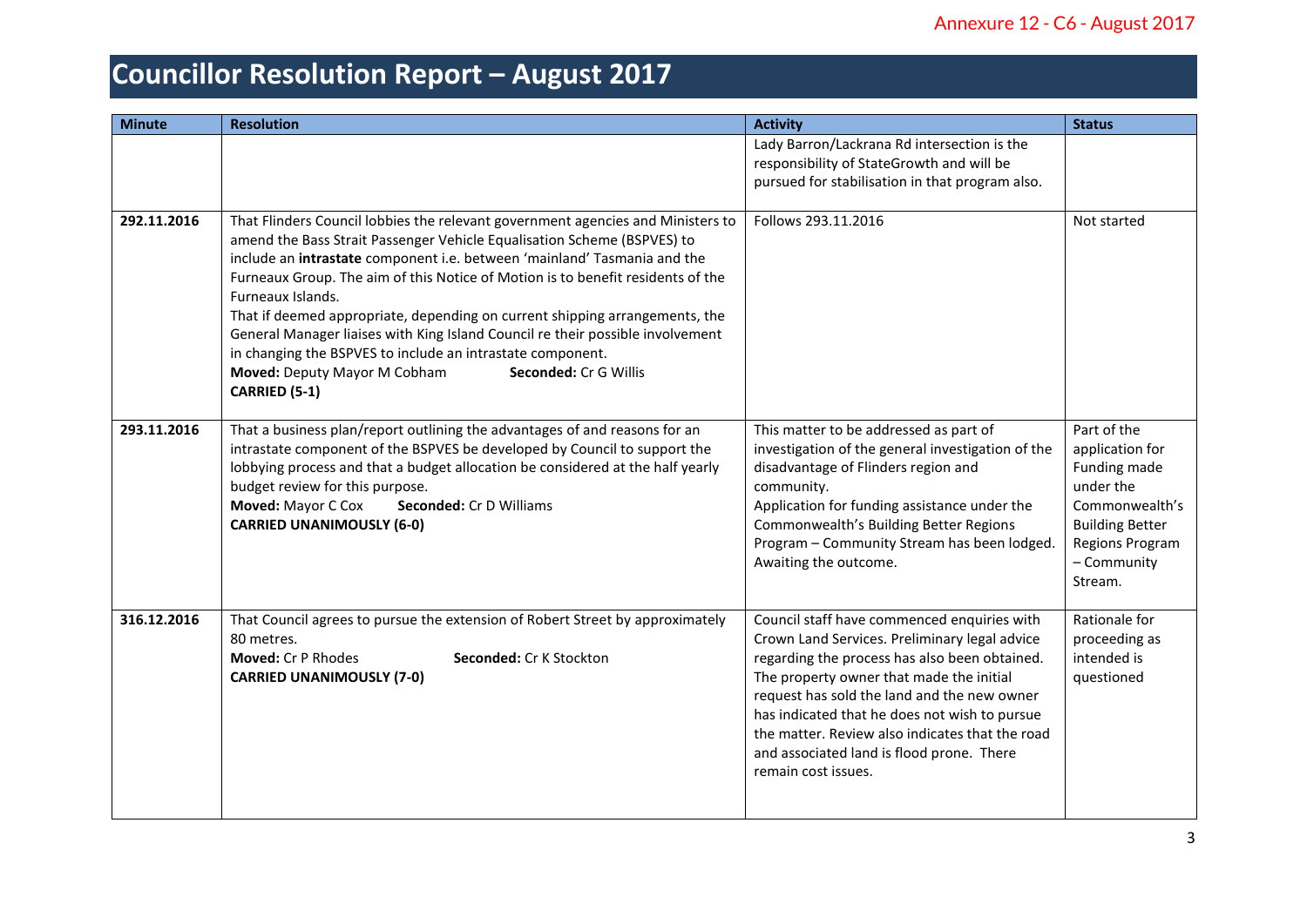# Councillor Resolution Report – August 2017

| Minute | Resolution | Activity | Status |
|---|---|---|---|
| | | Lady Barron/Lackrana Rd intersection is the responsibility of StateGrowth and will be pursued for stabilisation in that program also. | |
| 292.11.2016 | That Flinders Council lobbies the relevant government agencies and Ministers to amend the Bass Strait Passenger Vehicle Equalisation Scheme (BSPVES) to include an **intrastate** component i.e. between 'mainland' Tasmania and the Furneaux Group. The aim of this Notice of Motion is to benefit residents of the Furneaux Islands.<br>That if deemed appropriate, depending on current shipping arrangements, the General Manager liaises with King Island Council re their possible involvement in changing the BSPVES to include an intrastate component.<br>**Moved:** Deputy Mayor M Cobham **Seconded:** Cr G Willis<br>**CARRIED (5-1)** | Follows 293.11.2016 | Not started |
| 293.11.2016 | That a business plan/report outlining the advantages of and reasons for an intrastate component of the BSPVES be developed by Council to support the lobbying process and that a budget allocation be considered at the half yearly budget review for this purpose.<br>**Moved:** Mayor C Cox **Seconded:** Cr D Williams<br>**CARRIED UNANIMOUSLY (6-0)** | This matter to be addressed as part of investigation of the general investigation of the disadvantage of Flinders region and community.<br>Application for funding assistance under the Commonwealth's Building Better Regions Program – Community Stream has been lodged. Awaiting the outcome. | Part of the application for Funding made under the Commonwealth's Building Better Regions Program – Community Stream. |
| 316.12.2016 | That Council agrees to pursue the extension of Robert Street by approximately 80 metres.<br>**Moved:** Cr P Rhodes **Seconded:** Cr K Stockton<br>**CARRIED UNANIMOUSLY (7-0)** | Council staff have commenced enquiries with Crown Land Services. Preliminary legal advice regarding the process has also been obtained. The property owner that made the initial request has sold the land and the new owner has indicated that he does not wish to pursue the matter. Review also indicates that the road and associated land is flood prone. There remain cost issues. | Rationale for proceeding as intended is questioned |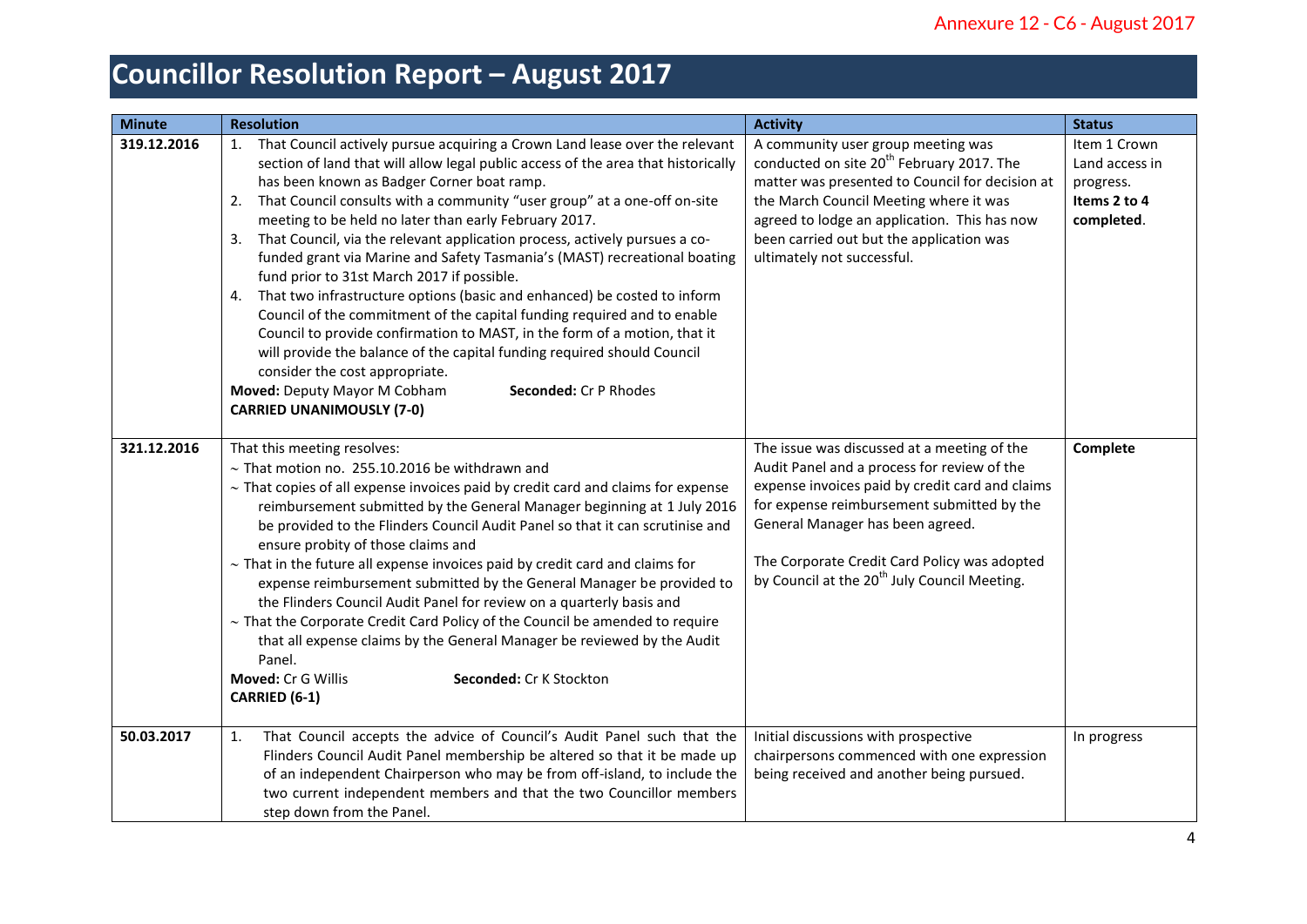# Councillor Resolution Report – August 2017

| Minute | Resolution | Activity | Status |
|---|---|---|---|
| 319.12.2016 | 1. That Council actively pursue acquiring a Crown Land lease over the relevant section of land that will allow legal public access of the area that historically has been known as Badger Corner boat ramp.<br>2. That Council consults with a community "user group" at a one-off on-site meeting to be held no later than early February 2017.<br>3. That Council, via the relevant application process, actively pursues a co-funded grant via Marine and Safety Tasmania's (MAST) recreational boating fund prior to 31st March 2017 if possible.<br>4. That two infrastructure options (basic and enhanced) be costed to inform Council of the commitment of the capital funding required and to enable Council to provide confirmation to MAST, in the form of a motion, that it will provide the balance of the capital funding required should Council consider the cost appropriate.<br>**Moved:** Deputy Mayor M Cobham **Seconded:** Cr P Rhodes<br>**CARRIED UNANIMOUSLY (7-0)** | A community user group meeting was conducted on site 20th February 2017. The matter was presented to Council for decision at the March Council Meeting where it was agreed to lodge an application. This has now been carried out but the application was ultimately not successful. | Item 1 Crown Land access in progress. **Items 2 to 4 completed**. |
| 321.12.2016 | That this meeting resolves:<br>~ That motion no. 255.10.2016 be withdrawn and<br>~ That copies of all expense invoices paid by credit card and claims for expense reimbursement submitted by the General Manager beginning at 1 July 2016 be provided to the Flinders Council Audit Panel so that it can scrutinise and ensure probity of those claims and<br>~ That in the future all expense invoices paid by credit card and claims for expense reimbursement submitted by the General Manager be provided to the Flinders Council Audit Panel for review on a quarterly basis and<br>~ That the Corporate Credit Card Policy of the Council be amended to require that all expense claims by the General Manager be reviewed by the Audit Panel.<br>**Moved:** Cr G Willis **Seconded:** Cr K Stockton<br>**CARRIED (6-1)** | The issue was discussed at a meeting of the Audit Panel and a process for review of the expense invoices paid by credit card and claims for expense reimbursement submitted by the General Manager has been agreed.<br><br>The Corporate Credit Card Policy was adopted by Council at the 20th July Council Meeting. | **Complete** |
| 50.03.2017 | 1. That Council accepts the advice of Council's Audit Panel such that the Flinders Council Audit Panel membership be altered so that it be made up of an independent Chairperson who may be from off-island, to include the two current independent members and that the two Councillor members step down from the Panel. | Initial discussions with prospective chairpersons commenced with one expression being received and another being pursued. | In progress |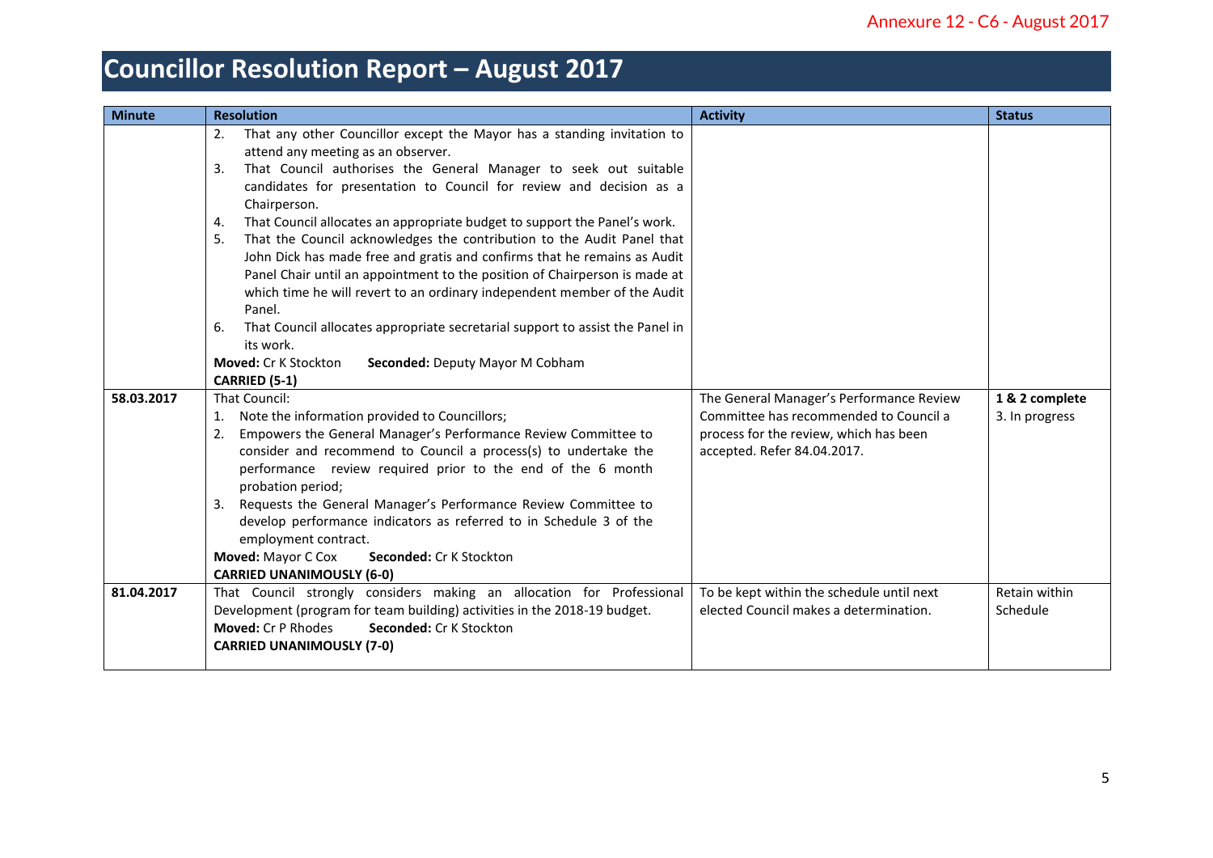Annexure 12 - C6 - August 2017

# Councillor Resolution Report – August 2017

| Minute | Resolution | Activity | Status |
|---|---|---|---|
| | 2. That any other Councillor except the Mayor has a standing invitation to attend any meeting as an observer.<br>3. That Council authorises the General Manager to seek out suitable candidates for presentation to Council for review and decision as a Chairperson.<br>4. That Council allocates an appropriate budget to support the Panel's work.<br>5. That the Council acknowledges the contribution to the Audit Panel that John Dick has made free and gratis and confirms that he remains as Audit Panel Chair until an appointment to the position of Chairperson is made at which time he will revert to an ordinary independent member of the Audit Panel.<br>6. That Council allocates appropriate secretarial support to assist the Panel in its work.<br>**Moved:** Cr K Stockton **Seconded:** Deputy Mayor M Cobham<br>**CARRIED (5-1)** | | |
| **58.03.2017** | That Council:<br>1. Note the information provided to Councillors;<br>2. Empowers the General Manager's Performance Review Committee to consider and recommend to Council a process(s) to undertake the performance review required prior to the end of the 6 month probation period;<br>3. Requests the General Manager's Performance Review Committee to develop performance indicators as referred to in Schedule 3 of the employment contract.<br>**Moved:** Mayor C Cox **Seconded:** Cr K Stockton<br>**CARRIED UNANIMOUSLY (6-0)** | The General Manager's Performance Review Committee has recommended to Council a process for the review, which has been accepted. Refer 84.04.2017. | **1 & 2 complete**<br>3. In progress |
| **81.04.2017** | That Council strongly considers making an allocation for Professional Development (program for team building) activities in the 2018-19 budget.<br>**Moved:** Cr P Rhodes **Seconded:** Cr K Stockton<br>**CARRIED UNANIMOUSLY (7-0)** | To be kept within the schedule until next elected Council makes a determination. | Retain within Schedule |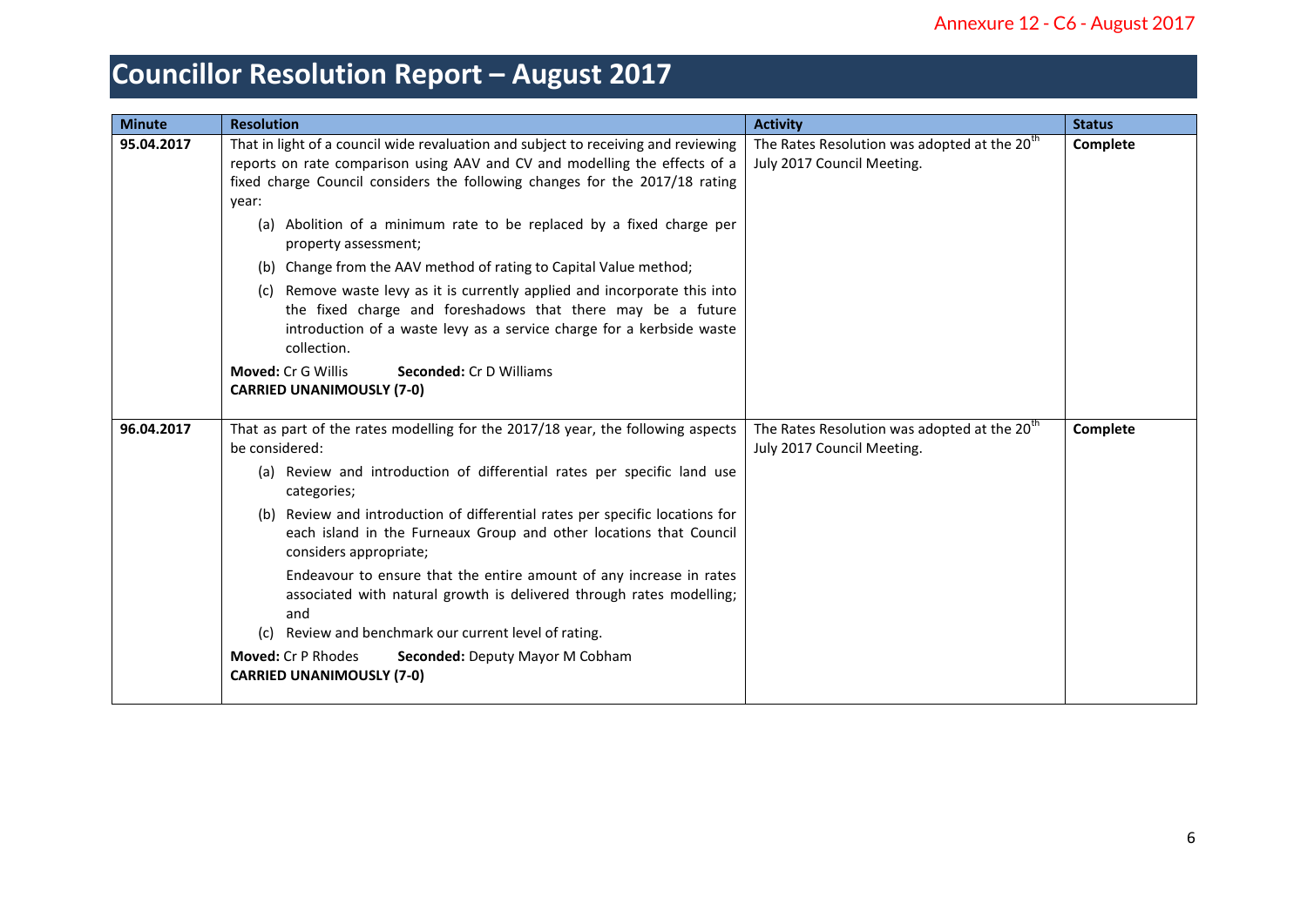# Councillor Resolution Report – August 2017

| Minute | Resolution | Activity | Status |
|---|---|---|---|
| 95.04.2017 | That in light of a council wide revaluation and subject to receiving and reviewing reports on rate comparison using AAV and CV and modelling the effects of a fixed charge Council considers the following changes for the 2017/18 rating year:<br>(a) Abolition of a minimum rate to be replaced by a fixed charge per property assessment;<br>(b) Change from the AAV method of rating to Capital Value method;<br>(c) Remove waste levy as it is currently applied and incorporate this into the fixed charge and foreshadows that there may be a future introduction of a waste levy as a service charge for a kerbside waste collection.<br>**Moved:** Cr G Willis **Seconded:** Cr D Williams<br>**CARRIED UNANIMOUSLY (7-0)** | The Rates Resolution was adopted at the 20th July 2017 Council Meeting. | **Complete** |
| 96.04.2017 | That as part of the rates modelling for the 2017/18 year, the following aspects be considered:<br>(a) Review and introduction of differential rates per specific land use categories;<br>(b) Review and introduction of differential rates per specific locations for each island in the Furneaux Group and other locations that Council considers appropriate;<br>Endeavour to ensure that the entire amount of any increase in rates associated with natural growth is delivered through rates modelling; and<br>(c) Review and benchmark our current level of rating.<br>**Moved:** Cr P Rhodes **Seconded:** Deputy Mayor M Cobham<br>**CARRIED UNANIMOUSLY (7-0)** | The Rates Resolution was adopted at the 20th July 2017 Council Meeting. | **Complete** |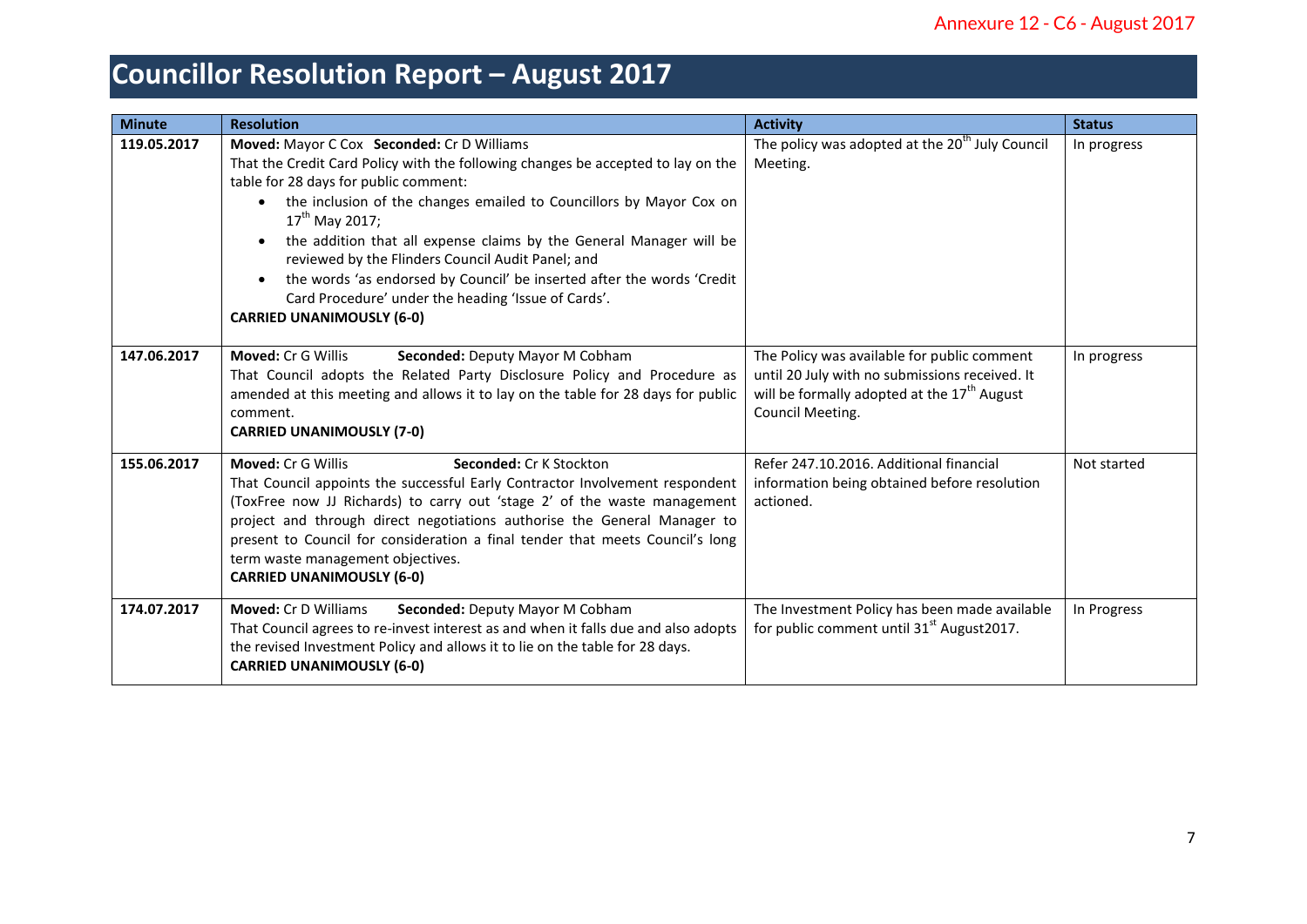Annexure 12 - C6 - August 2017

# Councillor Resolution Report – August 2017

| Minute | Resolution | Activity | Status |
|---|---|---|---|
| 119.05.2017 | **Moved:** Mayor C Cox **Seconded:** Cr D Williams<br>That the Credit Card Policy with the following changes be accepted to lay on the table for 28 days for public comment:<br>• the inclusion of the changes emailed to Councillors by Mayor Cox on 17th May 2017;<br>• the addition that all expense claims by the General Manager will be reviewed by the Flinders Council Audit Panel; and<br>• the words 'as endorsed by Council' be inserted after the words 'Credit Card Procedure' under the heading 'Issue of Cards'.<br>**CARRIED UNANIMOUSLY (6-0)** | The policy was adopted at the 20th July Council Meeting. | In progress |
| 147.06.2017 | **Moved:** Cr G Willis **Seconded:** Deputy Mayor M Cobham<br>That Council adopts the Related Party Disclosure Policy and Procedure as amended at this meeting and allows it to lay on the table for 28 days for public comment.<br>**CARRIED UNANIMOUSLY (7-0)** | The Policy was available for public comment until 20 July with no submissions received. It will be formally adopted at the 17th August Council Meeting. | In progress |
| 155.06.2017 | **Moved:** Cr G Willis **Seconded:** Cr K Stockton<br>That Council appoints the successful Early Contractor Involvement respondent (ToxFree now JJ Richards) to carry out 'stage 2' of the waste management project and through direct negotiations authorise the General Manager to present to Council for consideration a final tender that meets Council's long term waste management objectives.<br>**CARRIED UNANIMOUSLY (6-0)** | Refer 247.10.2016. Additional financial information being obtained before resolution actioned. | Not started |
| 174.07.2017 | **Moved:** Cr D Williams **Seconded:** Deputy Mayor M Cobham<br>That Council agrees to re-invest interest as and when it falls due and also adopts the revised Investment Policy and allows it to lie on the table for 28 days.<br>**CARRIED UNANIMOUSLY (6-0)** | The Investment Policy has been made available for public comment until 31st August2017. | In Progress |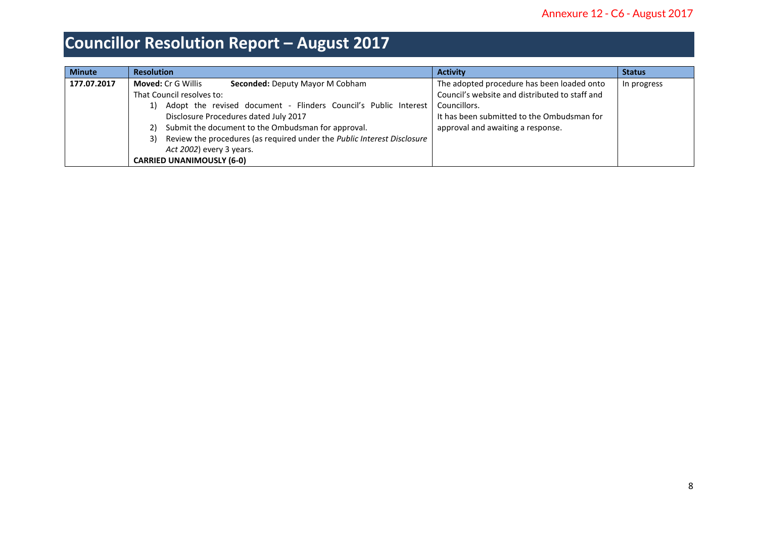# Councillor Resolution Report – August 2017

| Minute | Resolution | Activity | Status |
| --- | --- | --- | --- |
| **177.07.2017** | **Moved:** Cr G Willis **Seconded:** Deputy Mayor M Cobham<br>That Council resolves to:<br>1) Adopt the revised document - Flinders Council's Public Interest Disclosure Procedures dated July 2017<br>2) Submit the document to the Ombudsman for approval.<br>3) Review the procedures (as required under the *Public Interest Disclosure Act 2002*) every 3 years.<br>**CARRIED UNANIMOUSLY (6-0)** | The adopted procedure has been loaded onto Council's website and distributed to staff and Councillors.<br>It has been submitted to the Ombudsman for approval and awaiting a response. | In progress |